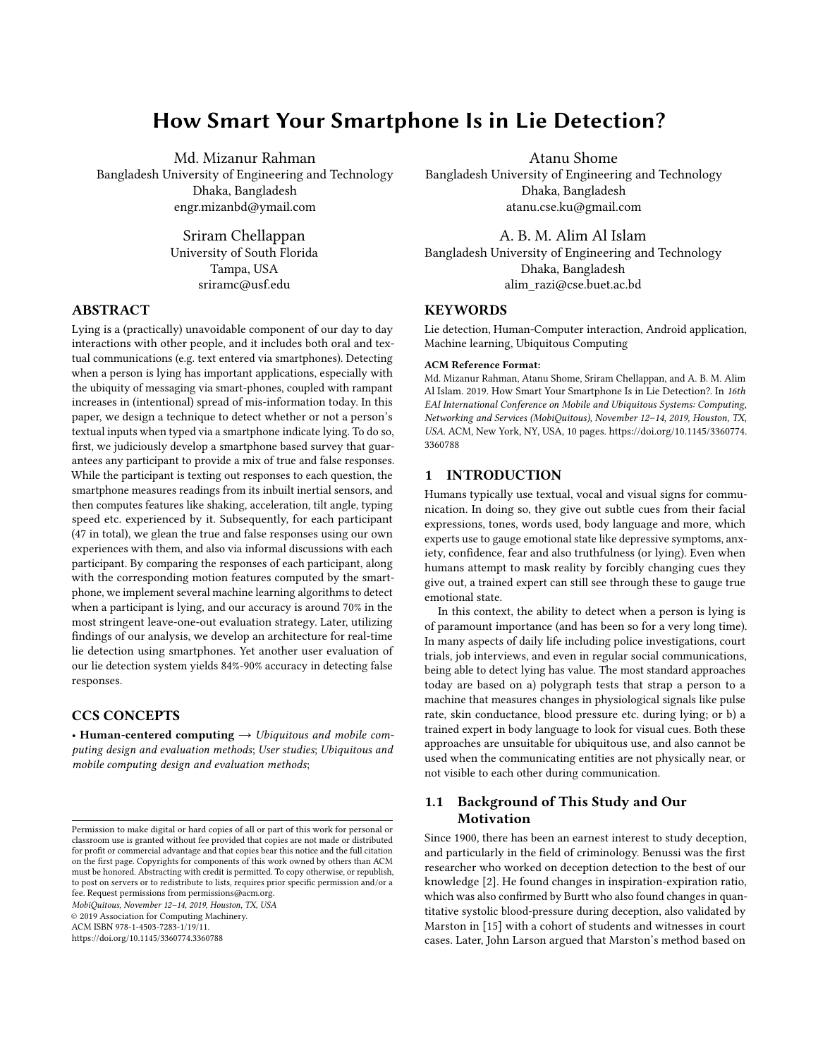# How Smart Your Smartphone Is in Lie Detection?

Md. Mizanur Rahman
Bangladesh University of Engineering and Technology
Dhaka, Bangladesh
engr.mizanbd@ymail.com

Atanu Shome
Bangladesh University of Engineering and Technology
Dhaka, Bangladesh
atanu.cse.ku@gmail.com

Sriram Chellappan
University of South Florida
Tampa, USA
sriramc@usf.edu

A. B. M. Alim Al Islam
Bangladesh University of Engineering and Technology
Dhaka, Bangladesh
alim_razi@cse.buet.ac.bd

## ABSTRACT

Lying is a (practically) unavoidable component of our day to day interactions with other people, and it includes both oral and textual communications (e.g. text entered via smartphones). Detecting when a person is lying has important applications, especially with the ubiquity of messaging via smart-phones, coupled with rampant increases in (intentional) spread of mis-information today. In this paper, we design a technique to detect whether or not a person's textual inputs when typed via a smartphone indicate lying. To do so, first, we judiciously develop a smartphone based survey that guarantees any participant to provide a mix of true and false responses. While the participant is texting out responses to each question, the smartphone measures readings from its inbuilt inertial sensors, and then computes features like shaking, acceleration, tilt angle, typing speed etc. experienced by it. Subsequently, for each participant (47 in total), we glean the true and false responses using our own experiences with them, and also via informal discussions with each participant. By comparing the responses of each participant, along with the corresponding motion features computed by the smartphone, we implement several machine learning algorithms to detect when a participant is lying, and our accuracy is around 70% in the most stringent leave-one-out evaluation strategy. Later, utilizing findings of our analysis, we develop an architecture for real-time lie detection using smartphones. Yet another user evaluation of our lie detection system yields 84%-90% accuracy in detecting false responses.

## CCS CONCEPTS

• **Human-centered computing** → *Ubiquitous and mobile computing design and evaluation methods*; *User studies*; *Ubiquitous and mobile computing design and evaluation methods*;

## KEYWORDS

Lie detection, Human-Computer interaction, Android application, Machine learning, Ubiquitous Computing

**ACM Reference Format:**
Md. Mizanur Rahman, Atanu Shome, Sriram Chellappan, and A. B. M. Alim Al Islam. 2019. How Smart Your Smartphone Is in Lie Detection?. In *16th EAI International Conference on Mobile and Ubiquitous Systems: Computing, Networking and Services (MobiQuitous), November 12–14, 2019, Houston, TX, USA.* ACM, New York, NY, USA, 10 pages. https://doi.org/10.1145/3360774.3360788

Permission to make digital or hard copies of all or part of this work for personal or classroom use is granted without fee provided that copies are not made or distributed for profit or commercial advantage and that copies bear this notice and the full citation on the first page. Copyrights for components of this work owned by others than ACM must be honored. Abstracting with credit is permitted. To copy otherwise, or republish, to post on servers or to redistribute to lists, requires prior specific permission and/or a fee. Request permissions from permissions@acm.org.
*MobiQuitous, November 12–14, 2019, Houston, TX, USA*
© 2019 Association for Computing Machinery.
ACM ISBN 978-1-4503-7283-1/19/11.
https://doi.org/10.1145/3360774.3360788

## 1 INTRODUCTION

Humans typically use textual, vocal and visual signs for communication. In doing so, they give out subtle cues from their facial expressions, tones, words used, body language and more, which experts use to gauge emotional state like depressive symptoms, anxiety, confidence, fear and also truthfulness (or lying). Even when humans attempt to mask reality by forcibly changing cues they give out, a trained expert can still see through these to gauge true emotional state.

In this context, the ability to detect when a person is lying is of paramount importance (and has been so for a very long time). In many aspects of daily life including police investigations, court trials, job interviews, and even in regular social communications, being able to detect lying has value. The most standard approaches today are based on a) polygraph tests that strap a person to a machine that measures changes in physiological signals like pulse rate, skin conductance, blood pressure etc. during lying; or b) a trained expert in body language to look for visual cues. Both these approaches are unsuitable for ubiquitous use, and also cannot be used when the communicating entities are not physically near, or not visible to each other during communication.

### 1.1 Background of This Study and Our Motivation

Since 1900, there has been an earnest interest to study deception, and particularly in the field of criminology. Benussi was the first researcher who worked on deception detection to the best of our knowledge [2]. He found changes in inspiration-expiration ratio, which was also confirmed by Burtt who also found changes in quantitative systolic blood-pressure during deception, also validated by Marston in [15] with a cohort of students and witnesses in court cases. Later, John Larson argued that Marston's method based on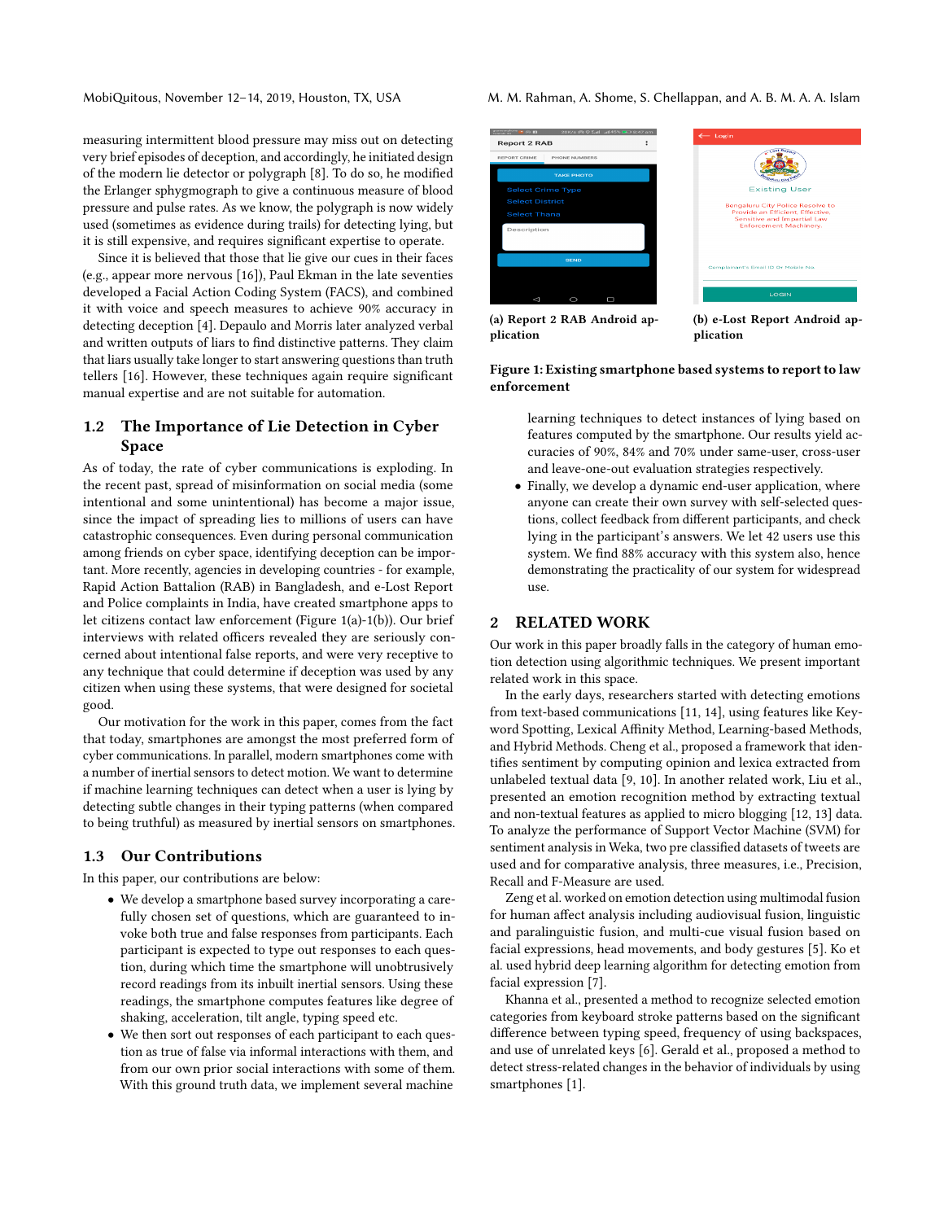measuring intermittent blood pressure may miss out on detecting very brief episodes of deception, and accordingly, he initiated design of the modern lie detector or polygraph [8]. To do so, he modified the Erlanger sphygmograph to give a continuous measure of blood pressure and pulse rates. As we know, the polygraph is now widely used (sometimes as evidence during trails) for detecting lying, but it is still expensive, and requires significant expertise to operate.

Since it is believed that those that lie give our cues in their faces (e.g., appear more nervous [16]), Paul Ekman in the late seventies developed a Facial Action Coding System (FACS), and combined it with voice and speech measures to achieve 90% accuracy in detecting deception [4]. Depaulo and Morris later analyzed verbal and written outputs of liars to find distinctive patterns. They claim that liars usually take longer to start answering questions than truth tellers [16]. However, these techniques again require significant manual expertise and are not suitable for automation.

## 1.2 The Importance of Lie Detection in Cyber Space

As of today, the rate of cyber communications is exploding. In the recent past, spread of misinformation on social media (some intentional and some unintentional) has become a major issue, since the impact of spreading lies to millions of users can have catastrophic consequences. Even during personal communication among friends on cyber space, identifying deception can be important. More recently, agencies in developing countries - for example, Rapid Action Battalion (RAB) in Bangladesh, and e-Lost Report and Police complaints in India, have created smartphone apps to let citizens contact law enforcement (Figure 1(a)-1(b)). Our brief interviews with related officers revealed they are seriously concerned about intentional false reports, and were very receptive to any technique that could determine if deception was used by any citizen when using these systems, that were designed for societal good.

Our motivation for the work in this paper, comes from the fact that today, smartphones are amongst the most preferred form of cyber communications. In parallel, modern smartphones come with a number of inertial sensors to detect motion. We want to determine if machine learning techniques can detect when a user is lying by detecting subtle changes in their typing patterns (when compared to being truthful) as measured by inertial sensors on smartphones.

## 1.3 Our Contributions

In this paper, our contributions are below:

- We develop a smartphone based survey incorporating a carefully chosen set of questions, which are guaranteed to invoke both true and false responses from participants. Each participant is expected to type out responses to each question, during which time the smartphone will unobtrusively record readings from its inbuilt inertial sensors. Using these readings, the smartphone computes features like degree of shaking, acceleration, tilt angle, typing speed etc.
- We then sort out responses of each participant to each question as true of false via informal interactions with them, and from our own prior social interactions with some of them. With this ground truth data, we implement several machine learning techniques to detect instances of lying based on features computed by the smartphone. Our results yield accuracies of 90%, 84% and 70% under same-user, cross-user and leave-one-out evaluation strategies respectively.
- Finally, we develop a dynamic end-user application, where anyone can create their own survey with self-selected questions, collect feedback from different participants, and check lying in the participant's answers. We let 42 users use this system. We find 88% accuracy with this system also, hence demonstrating the practicality of our system for widespread use.

(a) Report 2 RAB Android application

(b) e-Lost Report Android application

**Figure 1: Existing smartphone based systems to report to law enforcement**

## 2 RELATED WORK

Our work in this paper broadly falls in the category of human emotion detection using algorithmic techniques. We present important related work in this space.

In the early days, researchers started with detecting emotions from text-based communications [11, 14], using features like Keyword Spotting, Lexical Affinity Method, Learning-based Methods, and Hybrid Methods. Cheng et al., proposed a framework that identifies sentiment by computing opinion and lexica extracted from unlabeled textual data [9, 10]. In another related work, Liu et al., presented an emotion recognition method by extracting textual and non-textual features as applied to micro blogging [12, 13] data. To analyze the performance of Support Vector Machine (SVM) for sentiment analysis in Weka, two pre classified datasets of tweets are used and for comparative analysis, three measures, i.e., Precision, Recall and F-Measure are used.

Zeng et al. worked on emotion detection using multimodal fusion for human affect analysis including audiovisual fusion, linguistic and paralinguistic fusion, and multi-cue visual fusion based on facial expressions, head movements, and body gestures [5]. Ko et al. used hybrid deep learning algorithm for detecting emotion from facial expression [7].

Khanna et al., presented a method to recognize selected emotion categories from keyboard stroke patterns based on the significant difference between typing speed, frequency of using backspaces, and use of unrelated keys [6]. Gerald et al., proposed a method to detect stress-related changes in the behavior of individuals by using smartphones [1].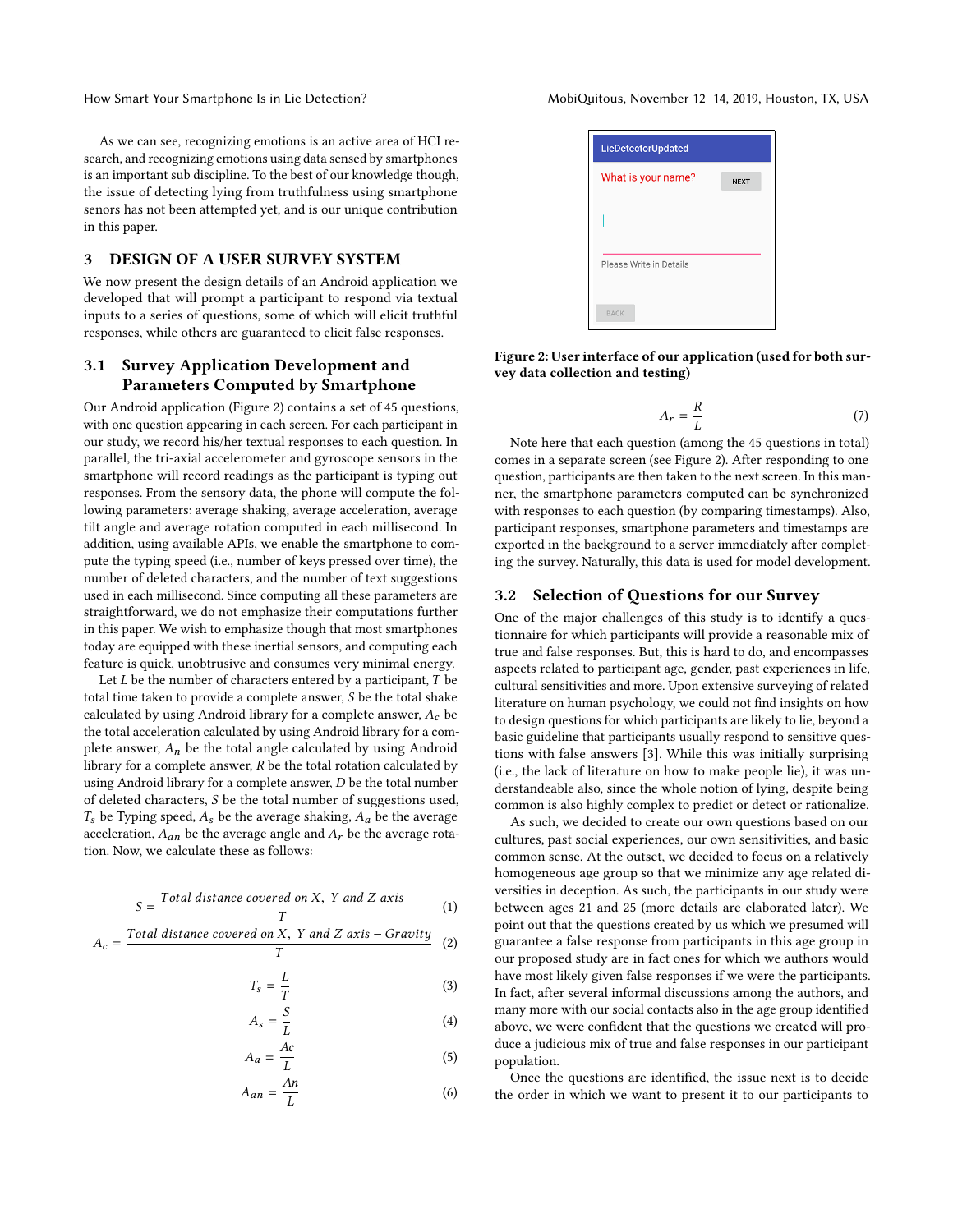As we can see, recognizing emotions is an active area of HCI research, and recognizing emotions using data sensed by smartphones is an important sub discipline. To the best of our knowledge though, the issue of detecting lying from truthfulness using smartphone senors has not been attempted yet, and is our unique contribution in this paper.

## 3 DESIGN OF A USER SURVEY SYSTEM

We now present the design details of an Android application we developed that will prompt a participant to respond via textual inputs to a series of questions, some of which will elicit truthful responses, while others are guaranteed to elicit false responses.

### 3.1 Survey Application Development and Parameters Computed by Smartphone

Our Android application (Figure 2) contains a set of 45 questions, with one question appearing in each screen. For each participant in our study, we record his/her textual responses to each question. In parallel, the tri-axial accelerometer and gyroscope sensors in the smartphone will record readings as the participant is typing out responses. From the sensory data, the phone will compute the following parameters: average shaking, average acceleration, average tilt angle and average rotation computed in each millisecond. In addition, using available APIs, we enable the smartphone to compute the typing speed (i.e., number of keys pressed over time), the number of deleted characters, and the number of text suggestions used in each millisecond. Since computing all these parameters are straightforward, we do not emphasize their computations further in this paper. We wish to emphasize though that most smartphones today are equipped with these inertial sensors, and computing each feature is quick, unobtrusive and consumes very minimal energy.

Let $L$ be the number of characters entered by a participant, $T$ be total time taken to provide a complete answer, $S$ be the total shake calculated by using Android library for a complete answer, $A_c$ be the total acceleration calculated by using Android library for a complete answer, $A_n$ be the total angle calculated by using Android library for a complete answer, $R$ be the total rotation calculated by using Android library for a complete answer, $D$ be the total number of deleted characters, $S$ be the total number of suggestions used, $T_s$ be Typing speed, $A_s$ be the average shaking, $A_a$ be the average acceleration, $A_{an}$ be the average angle and $A_r$ be the average rotation. Now, we calculate these as follows:

$$S = \frac{Total\ distance\ covered\ on\ X,\ Y\ and\ Z\ axis}{T} \quad (1)$$

$$A_c = \frac{Total\ distance\ covered\ on\ X,\ Y\ and\ Z\ axis - Gravity}{T} \quad (2)$$

$$T_s = \frac{L}{T} \quad (3)$$

$$A_s = \frac{S}{L} \quad (4)$$

$$A_a = \frac{Ac}{L} \quad (5)$$

$$A_{an} = \frac{An}{L} \quad (6)$$

$$A_r = \frac{R}{L} \quad (7)$$

**Figure 2: User interface of our application (used for both survey data collection and testing)**

Note here that each question (among the 45 questions in total) comes in a separate screen (see Figure 2). After responding to one question, participants are then taken to the next screen. In this manner, the smartphone parameters computed can be synchronized with responses to each question (by comparing timestamps). Also, participant responses, smartphone parameters and timestamps are exported in the background to a server immediately after completing the survey. Naturally, this data is used for model development.

### 3.2 Selection of Questions for our Survey

One of the major challenges of this study is to identify a questionnaire for which participants will provide a reasonable mix of true and false responses. But, this is hard to do, and encompasses aspects related to participant age, gender, past experiences in life, cultural sensitivities and more. Upon extensive surveying of related literature on human psychology, we could not find insights on how to design questions for which participants are likely to lie, beyond a basic guideline that participants usually respond to sensitive questions with false answers [3]. While this was initially surprising (i.e., the lack of literature on how to make people lie), it was understandeable also, since the whole notion of lying, despite being common is also highly complex to predict or detect or rationalize.

As such, we decided to create our own questions based on our cultures, past social experiences, our own sensitivities, and basic common sense. At the outset, we decided to focus on a relatively homogeneous age group so that we minimize any age related diversities in deception. As such, the participants in our study were between ages 21 and 25 (more details are elaborated later). We point out that the questions created by us which we presumed will guarantee a false response from participants in this age group in our proposed study are in fact ones for which we authors would have most likely given false responses if we were the participants. In fact, after several informal discussions among the authors, and many more with our social contacts also in the age group identified above, we were confident that the questions we created will produce a judicious mix of true and false responses in our participant population.

Once the questions are identified, the issue next is to decide the order in which we want to present it to our participants to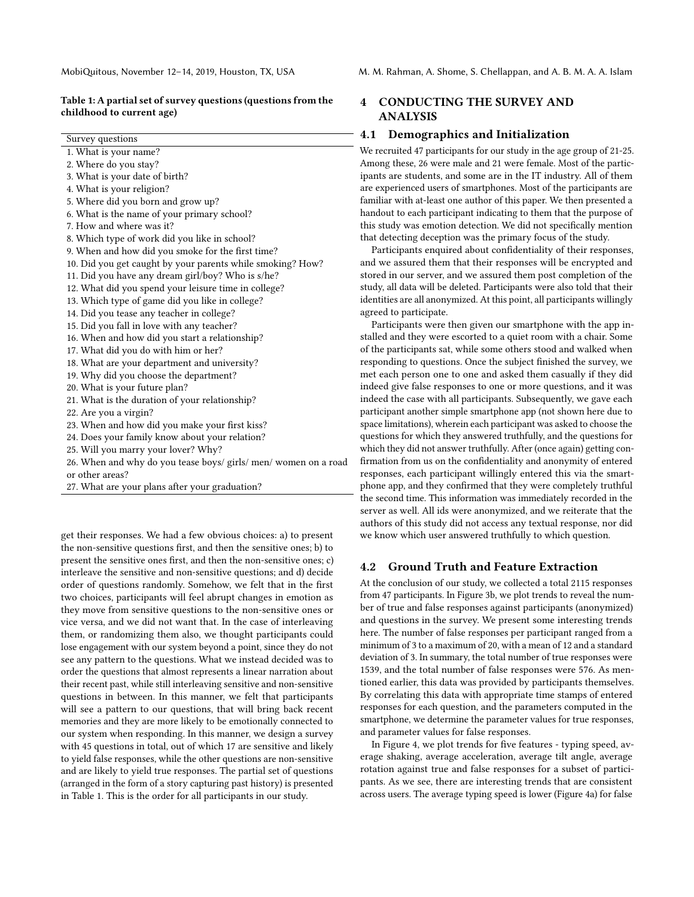**Table 1: A partial set of survey questions (questions from the childhood to current age)**

| Survey questions |
|---|
| 1. What is your name? |
| 2. Where do you stay? |
| 3. What is your date of birth? |
| 4. What is your religion? |
| 5. Where did you born and grow up? |
| 6. What is the name of your primary school? |
| 7. How and where was it? |
| 8. Which type of work did you like in school? |
| 9. When and how did you smoke for the first time? |
| 10. Did you get caught by your parents while smoking? How? |
| 11. Did you have any dream girl/boy? Who is s/he? |
| 12. What did you spend your leisure time in college? |
| 13. Which type of game did you like in college? |
| 14. Did you tease any teacher in college? |
| 15. Did you fall in love with any teacher? |
| 16. When and how did you start a relationship? |
| 17. What did you do with him or her? |
| 18. What are your department and university? |
| 19. Why did you choose the department? |
| 20. What is your future plan? |
| 21. What is the duration of your relationship? |
| 22. Are you a virgin? |
| 23. When and how did you make your first kiss? |
| 24. Does your family know about your relation? |
| 25. Will you marry your lover? Why? |
| 26. When and why do you tease boys/ girls/ men/ women on a road or other areas? |
| 27. What are your plans after your graduation? |

get their responses. We had a few obvious choices: a) to present the non-sensitive questions first, and then the sensitive ones; b) to present the sensitive ones first, and then the non-sensitive ones; c) interleave the sensitive and non-sensitive questions; and d) decide order of questions randomly. Somehow, we felt that in the first two choices, participants will feel abrupt changes in emotion as they move from sensitive questions to the non-sensitive ones or vice versa, and we did not want that. In the case of interleaving them, or randomizing them also, we thought participants could lose engagement with our system beyond a point, since they do not see any pattern to the questions. What we instead decided was to order the questions that almost represents a linear narration about their recent past, while still interleaving sensitive and non-sensitive questions in between. In this manner, we felt that participants will see a pattern to our questions, that will bring back recent memories and they are more likely to be emotionally connected to our system when responding. In this manner, we design a survey with 45 questions in total, out of which 17 are sensitive and likely to yield false responses, while the other questions are non-sensitive and are likely to yield true responses. The partial set of questions (arranged in the form of a story capturing past history) is presented in Table 1. This is the order for all participants in our study.

# 4 CONDUCTING THE SURVEY AND ANALYSIS

## 4.1 Demographics and Initialization

We recruited 47 participants for our study in the age group of 21-25. Among these, 26 were male and 21 were female. Most of the participants are students, and some are in the IT industry. All of them are experienced users of smartphones. Most of the participants are familiar with at-least one author of this paper. We then presented a handout to each participant indicating to them that the purpose of this study was emotion detection. We did not specifically mention that detecting deception was the primary focus of the study.

Participants enquired about confidentiality of their responses, and we assured them that their responses will be encrypted and stored in our server, and we assured them post completion of the study, all data will be deleted. Participants were also told that their identities are all anonymized. At this point, all participants willingly agreed to participate.

Participants were then given our smartphone with the app installed and they were escorted to a quiet room with a chair. Some of the participants sat, while some others stood and walked when responding to questions. Once the subject finished the survey, we met each person one to one and asked them casually if they did indeed give false responses to one or more questions, and it was indeed the case with all participants. Subsequently, we gave each participant another simple smartphone app (not shown here due to space limitations), wherein each participant was asked to choose the questions for which they answered truthfully, and the questions for which they did not answer truthfully. After (once again) getting confirmation from us on the confidentiality and anonymity of entered responses, each participant willingly entered this via the smartphone app, and they confirmed that they were completely truthful the second time. This information was immediately recorded in the server as well. All ids were anonymized, and we reiterate that the authors of this study did not access any textual response, nor did we know which user answered truthfully to which question.

## 4.2 Ground Truth and Feature Extraction

At the conclusion of our study, we collected a total 2115 responses from 47 participants. In Figure 3b, we plot trends to reveal the number of true and false responses against participants (anonymized) and questions in the survey. We present some interesting trends here. The number of false responses per participant ranged from a minimum of 3 to a maximum of 20, with a mean of 12 and a standard deviation of 3. In summary, the total number of true responses was 1539, and the total number of false responses were 576. As mentioned earlier, this data was provided by participants themselves. By correlating this data with appropriate time stamps of entered responses for each question, and the parameters computed in the smartphone, we determine the parameter values for true responses, and parameter values for false responses.

In Figure 4, we plot trends for five features - typing speed, average shaking, average acceleration, average tilt angle, average rotation against true and false responses for a subset of participants. As we see, there are interesting trends that are consistent across users. The average typing speed is lower (Figure 4a) for false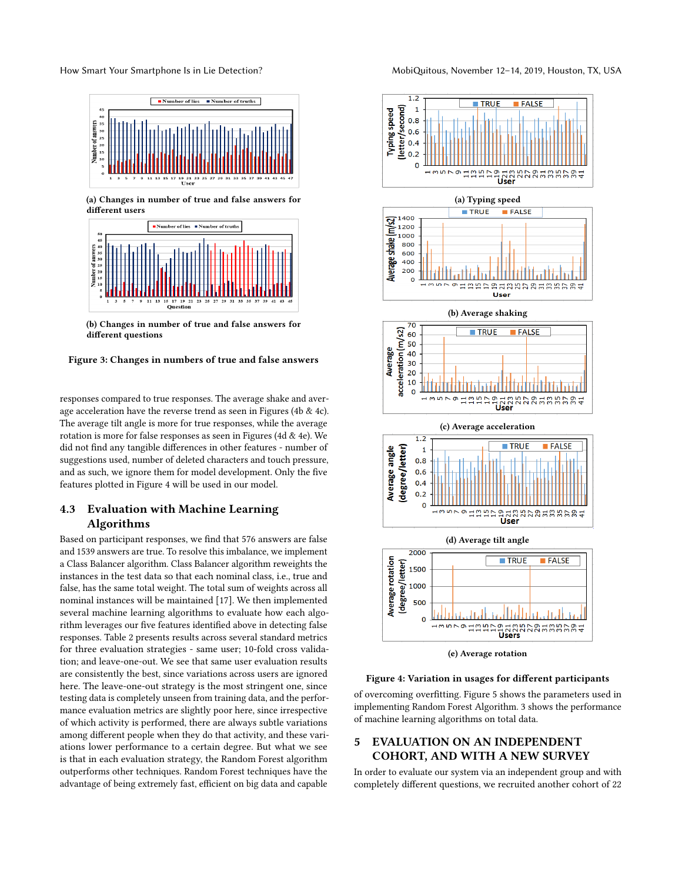(a) Changes in number of true and false answers for different users

(b) Changes in number of true and false answers for different questions

**Figure 3: Changes in numbers of true and false answers**

responses compared to true responses. The average shake and average acceleration have the reverse trend as seen in Figures (4b & 4c). The average tilt angle is more for true responses, while the average rotation is more for false responses as seen in Figures (4d & 4e). We did not find any tangible differences in other features - number of suggestions used, number of deleted characters and touch pressure, and as such, we ignore them for model development. Only the five features plotted in Figure 4 will be used in our model.

## 4.3 Evaluation with Machine Learning Algorithms

Based on participant responses, we find that 576 answers are false and 1539 answers are true. To resolve this imbalance, we implement a Class Balancer algorithm. Class Balancer algorithm reweights the instances in the test data so that each nominal class, i.e., true and false, has the same total weight. The total sum of weights across all nominal instances will be maintained [17]. We then implemented several machine learning algorithms to evaluate how each algorithm leverages our five features identified above in detecting false responses. Table 2 presents results across several standard metrics for three evaluation strategies - same user; 10-fold cross validation; and leave-one-out. We see that same user evaluation results are consistently the best, since variations across users are ignored here. The leave-one-out strategy is the most stringent one, since testing data is completely unseen from training data, and the performance evaluation metrics are slightly poor here, since irrespective of which activity is performed, there are always subtle variations among different people when they do that activity, and these variations lower performance to a certain degree. But what we see is that in each evaluation strategy, the Random Forest algorithm outperforms other techniques. Random Forest techniques have the advantage of being extremely fast, efficient on big data and capable

(a) Typing speed

(b) Average shaking

(c) Average acceleration

(d) Average tilt angle

(e) Average rotation

**Figure 4: Variation in usages for different participants**

of overcoming overfitting. Figure 5 shows the parameters used in implementing Random Forest Algorithm. 3 shows the performance of machine learning algorithms on total data.

# 5 EVALUATION ON AN INDEPENDENT COHORT, AND WITH A NEW SURVEY

In order to evaluate our system via an independent group and with completely different questions, we recruited another cohort of 22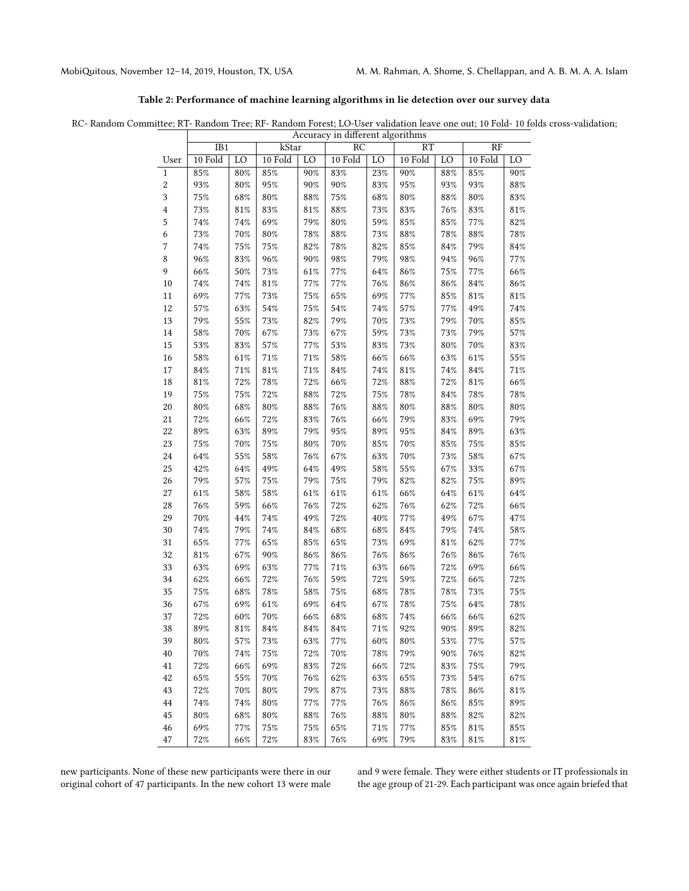**Table 2: Performance of machine learning algorithms in lie detection over our survey data**

RC- Random Committee; RT- Random Tree; RF- Random Forest; LO-User validation leave one out; 10 Fold- 10 folds cross-validation;

| | Accuracy in different algorithms | | | | | | | | | |
|---|---|---|---|---|---|---|---|---|---|---|
| | IB1 | | kStar | | RC | | RT | | RF | |
| User | 10 Fold | LO | 10 Fold | LO | 10 Fold | LO | 10 Fold | LO | 10 Fold | LO |
| 1 | 85% | 80% | 85% | 90% | 83% | 23% | 90% | 88% | 85% | 90% |
| 2 | 93% | 80% | 95% | 90% | 90% | 83% | 95% | 93% | 93% | 88% |
| 3 | 75% | 68% | 80% | 88% | 75% | 68% | 80% | 88% | 80% | 83% |
| 4 | 73% | 81% | 83% | 81% | 88% | 73% | 83% | 76% | 83% | 81% |
| 5 | 74% | 74% | 69% | 79% | 80% | 59% | 85% | 85% | 77% | 82% |
| 6 | 73% | 70% | 80% | 78% | 88% | 73% | 88% | 78% | 88% | 78% |
| 7 | 74% | 75% | 75% | 82% | 78% | 82% | 85% | 84% | 79% | 84% |
| 8 | 96% | 83% | 96% | 90% | 98% | 79% | 98% | 94% | 96% | 77% |
| 9 | 66% | 50% | 73% | 61% | 77% | 64% | 86% | 75% | 77% | 66% |
| 10 | 74% | 74% | 81% | 77% | 77% | 76% | 86% | 86% | 84% | 86% |
| 11 | 69% | 77% | 73% | 75% | 65% | 69% | 77% | 85% | 81% | 81% |
| 12 | 57% | 63% | 54% | 75% | 54% | 74% | 57% | 77% | 49% | 74% |
| 13 | 79% | 55% | 73% | 82% | 79% | 70% | 73% | 79% | 70% | 85% |
| 14 | 58% | 70% | 67% | 73% | 67% | 59% | 73% | 73% | 79% | 57% |
| 15 | 53% | 83% | 57% | 77% | 53% | 83% | 73% | 80% | 70% | 83% |
| 16 | 58% | 61% | 71% | 71% | 58% | 66% | 66% | 63% | 61% | 55% |
| 17 | 84% | 71% | 81% | 71% | 84% | 74% | 81% | 74% | 84% | 71% |
| 18 | 81% | 72% | 78% | 72% | 66% | 72% | 88% | 72% | 81% | 66% |
| 19 | 75% | 75% | 72% | 88% | 72% | 75% | 78% | 84% | 78% | 78% |
| 20 | 80% | 68% | 80% | 88% | 76% | 88% | 80% | 88% | 80% | 80% |
| 21 | 72% | 66% | 72% | 83% | 76% | 66% | 79% | 83% | 69% | 79% |
| 22 | 89% | 63% | 89% | 79% | 95% | 89% | 95% | 84% | 89% | 63% |
| 23 | 75% | 70% | 75% | 80% | 70% | 85% | 70% | 85% | 75% | 85% |
| 24 | 64% | 55% | 58% | 76% | 67% | 63% | 70% | 73% | 58% | 67% |
| 25 | 42% | 64% | 49% | 64% | 49% | 58% | 55% | 67% | 33% | 67% |
| 26 | 79% | 57% | 75% | 79% | 75% | 79% | 82% | 82% | 75% | 89% |
| 27 | 61% | 58% | 58% | 61% | 61% | 61% | 66% | 64% | 61% | 64% |
| 28 | 76% | 59% | 66% | 76% | 72% | 62% | 76% | 62% | 72% | 66% |
| 29 | 70% | 44% | 74% | 49% | 72% | 40% | 77% | 49% | 67% | 47% |
| 30 | 74% | 79% | 74% | 84% | 68% | 68% | 84% | 79% | 74% | 58% |
| 31 | 65% | 77% | 65% | 85% | 65% | 73% | 69% | 81% | 62% | 77% |
| 32 | 81% | 67% | 90% | 86% | 86% | 76% | 86% | 76% | 86% | 76% |
| 33 | 63% | 69% | 63% | 77% | 71% | 63% | 66% | 72% | 69% | 66% |
| 34 | 62% | 66% | 72% | 76% | 59% | 72% | 59% | 72% | 66% | 72% |
| 35 | 75% | 68% | 78% | 58% | 75% | 68% | 78% | 78% | 73% | 75% |
| 36 | 67% | 69% | 61% | 69% | 64% | 67% | 78% | 75% | 64% | 78% |
| 37 | 72% | 60% | 70% | 66% | 68% | 68% | 74% | 66% | 66% | 62% |
| 38 | 89% | 81% | 84% | 84% | 84% | 71% | 92% | 90% | 89% | 82% |
| 39 | 80% | 57% | 73% | 63% | 77% | 60% | 80% | 53% | 77% | 57% |
| 40 | 70% | 74% | 75% | 72% | 70% | 78% | 79% | 90% | 76% | 82% |
| 41 | 72% | 66% | 69% | 83% | 72% | 66% | 72% | 83% | 75% | 79% |
| 42 | 65% | 55% | 70% | 76% | 62% | 63% | 65% | 73% | 54% | 67% |
| 43 | 72% | 70% | 80% | 79% | 87% | 73% | 88% | 78% | 86% | 81% |
| 44 | 74% | 74% | 80% | 77% | 77% | 76% | 86% | 86% | 85% | 89% |
| 45 | 80% | 68% | 80% | 88% | 76% | 88% | 80% | 88% | 82% | 82% |
| 46 | 69% | 77% | 75% | 75% | 65% | 71% | 77% | 85% | 81% | 85% |
| 47 | 72% | 66% | 72% | 83% | 76% | 69% | 79% | 83% | 81% | 81% |

new participants. None of these new participants were there in our original cohort of 47 participants. In the new cohort 13 were male and 9 were female. They were either students or IT professionals in the age group of 21-29. Each participant was once again briefed that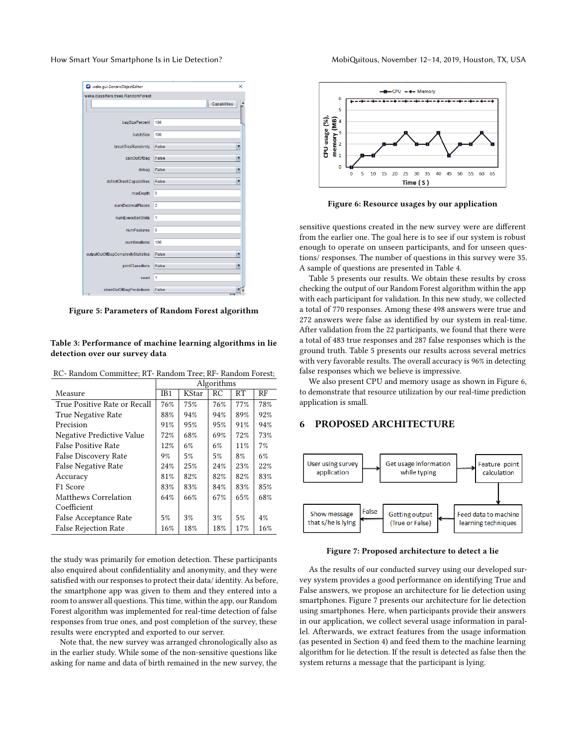Figure 5: Parameters of Random Forest algorithm

Table 3: Performance of machine learning algorithms in lie detection over our survey data

RC- Random Committee; RT- Random Tree; RF- Random Forest;

| Measure | Algorithms | | | | |
|---|---|---|---|---|---|
| | IB1 | KStar | RC | RT | RF |
| True Positive Rate or Recall | 76% | 75% | 76% | 77% | 78% |
| True Negative Rate | 88% | 94% | 94% | 89% | 92% |
| Precision | 91% | 95% | 95% | 91% | 94% |
| Negative Predictive Value | 72% | 68% | 69% | 72% | 73% |
| False Positive Rate | 12% | 6% | 6% | 11% | 7% |
| False Discovery Rate | 9% | 5% | 5% | 8% | 6% |
| False Negative Rate | 24% | 25% | 24% | 23% | 22% |
| Accuracy | 81% | 82% | 82% | 82% | 83% |
| F1 Score | 83% | 83% | 84% | 83% | 85% |
| Matthews Correlation Coefficient | 64% | 66% | 67% | 65% | 68% |
| False Acceptance Rate | 5% | 3% | 3% | 5% | 4% |
| False Rejection Rate | 16% | 18% | 18% | 17% | 16% |

the study was primarily for emotion detection. These participants also enquired about confidentiality and anonymity, and they were satisfied with our responses to protect their data/ identity. As before, the smartphone app was given to them and they entered into a room to answer all questions. This time, within the app, our Random Forest algorithm was implemented for real-time detection of false responses from true ones, and post completion of the survey, these results were encrypted and exported to our server.

Note that, the new survey was arranged chronologically also as in the earlier study. While some of the non-sensitive questions like asking for name and data of birth remained in the new survey, the sensitive questions created in the new survey were are different from the earlier one. The goal here is to see if our system is robust enough to operate on unseen participants, and for unseen questions/ responses. The number of questions in this survey were 35. A sample of questions are presented in Table 4.

Table 5 presents our results. We obtain these results by cross checking the output of our Random Forest algorithm within the app with each participant for validation. In this new study, we collected a total of 770 responses. Among these 498 answers were true and 272 answers were false as identified by our system in real-time. After validation from the 22 participants, we found that there were a total of 483 true responses and 287 false responses which is the ground truth. Table 5 presents our results across several metrics with very favorable results. The overall accuracy is 96% in detecting false responses which we believe is impressive.

We also present CPU and memory usage as shown in Figure 6, to demonstrate that resource utilization by our real-time prediction application is small.

Figure 6: Resource usages by our application

## 6 PROPOSED ARCHITECTURE

Figure 7: Proposed architecture to detect a lie

As the results of our conducted survey using our developed survey system provides a good performance on identifying True and False answers, we propose an architecture for lie detection using smartphones. Figure 7 presents our architecture for lie detection using smartphones. Here, when participants provide their answers in our application, we collect several usage information in parallel. Afterwards, we extract features from the usage information (as pesented in Section 4) and feed them to the machine learning algorithm for lie detection. If the result is detected as false then the system returns a message that the participant is lying.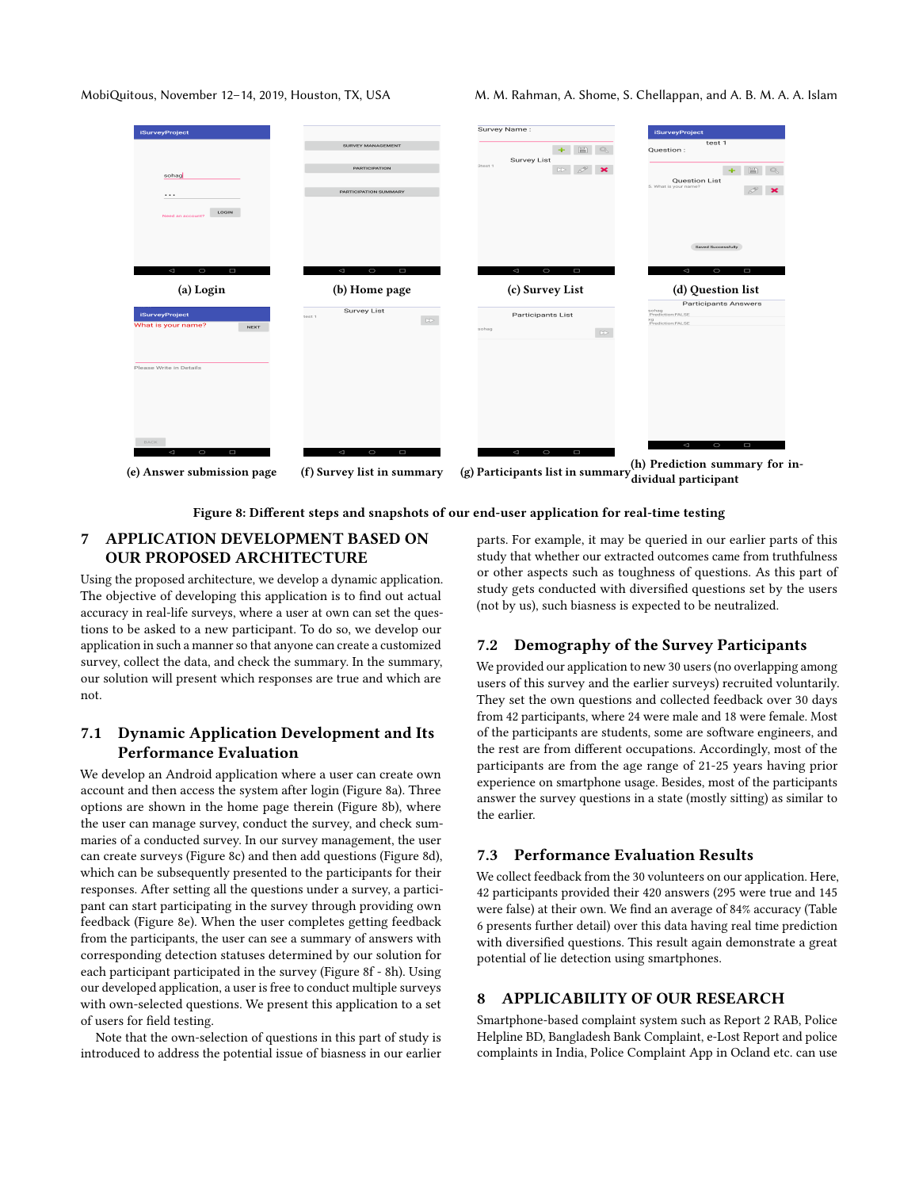(a) Login

(b) Home page

(c) Survey List

(d) Question list

(e) Answer submission page

(f) Survey list in summary

(g) Participants list in summary

(h) Prediction summary for individual participant

Figure 8: Different steps and snapshots of our end-user application for real-time testing

# 7 APPLICATION DEVELOPMENT BASED ON OUR PROPOSED ARCHITECTURE

Using the proposed architecture, we develop a dynamic application. The objective of developing this application is to find out actual accuracy in real-life surveys, where a user at own can set the questions to be asked to a new participant. To do so, we develop our application in such a manner so that anyone can create a customized survey, collect the data, and check the summary. In the summary, our solution will present which responses are true and which are not.

## 7.1 Dynamic Application Development and Its Performance Evaluation

We develop an Android application where a user can create own account and then access the system after login (Figure 8a). Three options are shown in the home page therein (Figure 8b), where the user can manage survey, conduct the survey, and check summaries of a conducted survey. In our survey management, the user can create surveys (Figure 8c) and then add questions (Figure 8d), which can be subsequently presented to the participants for their responses. After setting all the questions under a survey, a participant can start participating in the survey through providing own feedback (Figure 8e). When the user completes getting feedback from the participants, the user can see a summary of answers with corresponding detection statuses determined by our solution for each participant participated in the survey (Figure 8f - 8h). Using our developed application, a user is free to conduct multiple surveys with own-selected questions. We present this application to a set of users for field testing.

Note that the own-selection of questions in this part of study is introduced to address the potential issue of biasness in our earlier parts. For example, it may be queried in our earlier parts of this study that whether our extracted outcomes came from truthfulness or other aspects such as toughness of questions. As this part of study gets conducted with diversified questions set by the users (not by us), such biasness is expected to be neutralized.

## 7.2 Demography of the Survey Participants

We provided our application to new 30 users (no overlapping among users of this survey and the earlier surveys) recruited voluntarily. They set the own questions and collected feedback over 30 days from 42 participants, where 24 were male and 18 were female. Most of the participants are students, some are software engineers, and the rest are from different occupations. Accordingly, most of the participants are from the age range of 21-25 years having prior experience on smartphone usage. Besides, most of the participants answer the survey questions in a state (mostly sitting) as similar to the earlier.

## 7.3 Performance Evaluation Results

We collect feedback from the 30 volunteers on our application. Here, 42 participants provided their 420 answers (295 were true and 145 were false) at their own. We find an average of 84% accuracy (Table 6 presents further detail) over this data having real time prediction with diversified questions. This result again demonstrate a great potential of lie detection using smartphones.

# 8 APPLICABILITY OF OUR RESEARCH

Smartphone-based complaint system such as Report 2 RAB, Police Helpline BD, Bangladesh Bank Complaint, e-Lost Report and police complaints in India, Police Complaint App in Ocland etc. can use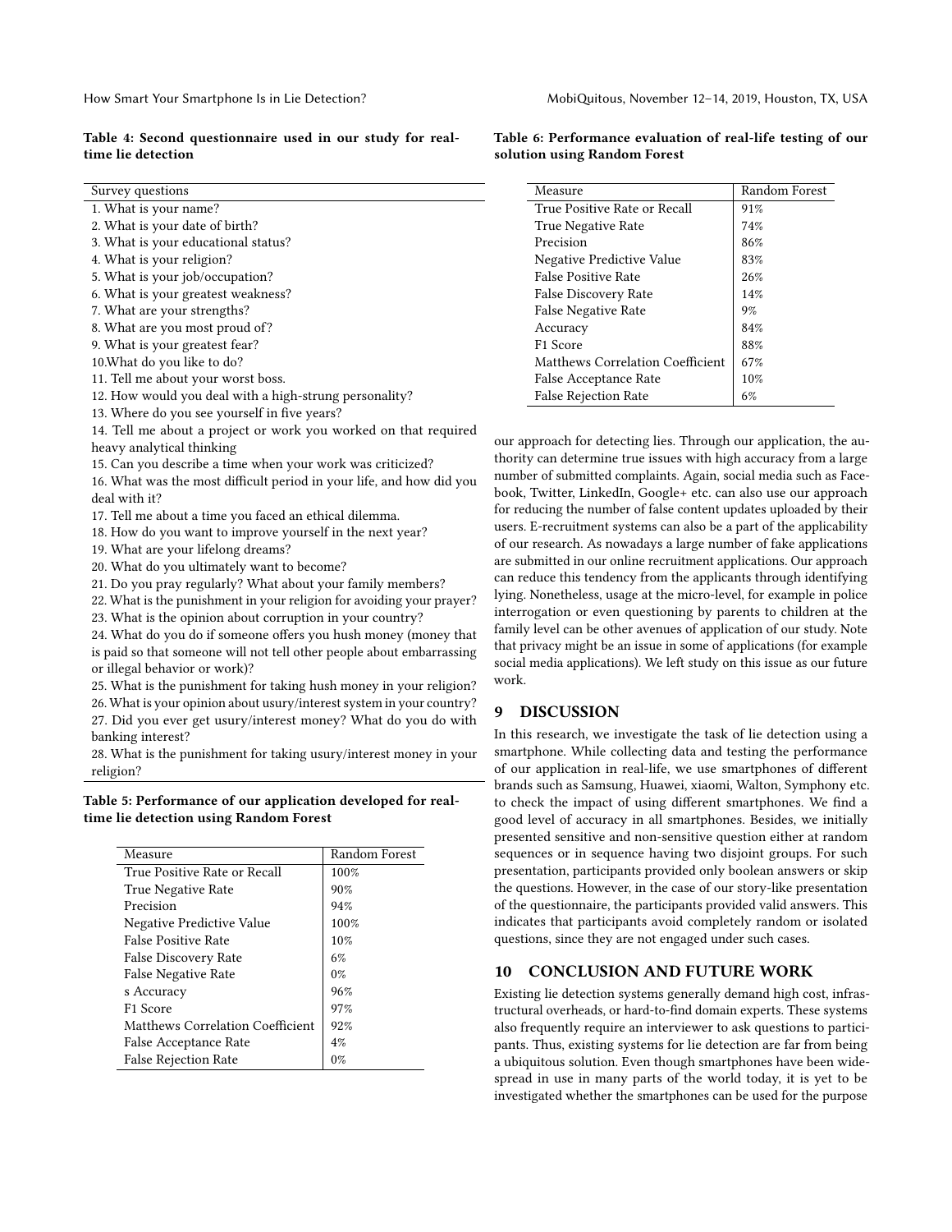**Table 4: Second questionnaire used in our study for real-time lie detection**

| Survey questions |
| --- |
| 1. What is your name? |
| 2. What is your date of birth? |
| 3. What is your educational status? |
| 4. What is your religion? |
| 5. What is your job/occupation? |
| 6. What is your greatest weakness? |
| 7. What are your strengths? |
| 8. What are you most proud of? |
| 9. What is your greatest fear? |
| 10.What do you like to do? |
| 11. Tell me about your worst boss. |
| 12. How would you deal with a high-strung personality? |
| 13. Where do you see yourself in five years? |
| 14. Tell me about a project or work you worked on that required heavy analytical thinking |
| 15. Can you describe a time when your work was criticized? |
| 16. What was the most difficult period in your life, and how did you deal with it? |
| 17. Tell me about a time you faced an ethical dilemma. |
| 18. How do you want to improve yourself in the next year? |
| 19. What are your lifelong dreams? |
| 20. What do you ultimately want to become? |
| 21. Do you pray regularly? What about your family members? |
| 22. What is the punishment in your religion for avoiding your prayer? |
| 23. What is the opinion about corruption in your country? |
| 24. What do you do if someone offers you hush money (money that is paid so that someone will not tell other people about embarrassing or illegal behavior or work)? |
| 25. What is the punishment for taking hush money in your religion? |
| 26. What is your opinion about usury/interest system in your country? |
| 27. Did you ever get usury/interest money? What do you do with banking interest? |
| 28. What is the punishment for taking usury/interest money in your religion? |

**Table 5: Performance of our application developed for real-time lie detection using Random Forest**

| Measure | Random Forest |
| --- | --- |
| True Positive Rate or Recall | 100% |
| True Negative Rate | 90% |
| Precision | 94% |
| Negative Predictive Value | 100% |
| False Positive Rate | 10% |
| False Discovery Rate | 6% |
| False Negative Rate | 0% |
| s Accuracy | 96% |
| F1 Score | 97% |
| Matthews Correlation Coefficient | 92% |
| False Acceptance Rate | 4% |
| False Rejection Rate | 0% |

**Table 6: Performance evaluation of real-life testing of our solution using Random Forest**

| Measure | Random Forest |
| --- | --- |
| True Positive Rate or Recall | 91% |
| True Negative Rate | 74% |
| Precision | 86% |
| Negative Predictive Value | 83% |
| False Positive Rate | 26% |
| False Discovery Rate | 14% |
| False Negative Rate | 9% |
| Accuracy | 84% |
| F1 Score | 88% |
| Matthews Correlation Coefficient | 67% |
| False Acceptance Rate | 10% |
| False Rejection Rate | 6% |

our approach for detecting lies. Through our application, the authority can determine true issues with high accuracy from a large number of submitted complaints. Again, social media such as Facebook, Twitter, LinkedIn, Google+ etc. can also use our approach for reducing the number of false content updates uploaded by their users. E-recruitment systems can also be a part of the applicability of our research. As nowadays a large number of fake applications are submitted in our online recruitment applications. Our approach can reduce this tendency from the applicants through identifying lying. Nonetheless, usage at the micro-level, for example in police interrogation or even questioning by parents to children at the family level can be other avenues of application of our study. Note that privacy might be an issue in some of applications (for example social media applications). We left study on this issue as our future work.

## 9 DISCUSSION

In this research, we investigate the task of lie detection using a smartphone. While collecting data and testing the performance of our application in real-life, we use smartphones of different brands such as Samsung, Huawei, xiaomi, Walton, Symphony etc. to check the impact of using different smartphones. We find a good level of accuracy in all smartphones. Besides, we initially presented sensitive and non-sensitive question either at random sequences or in sequence having two disjoint groups. For such presentation, participants provided only boolean answers or skip the questions. However, in the case of our story-like presentation of the questionnaire, the participants provided valid answers. This indicates that participants avoid completely random or isolated questions, since they are not engaged under such cases.

## 10 CONCLUSION AND FUTURE WORK

Existing lie detection systems generally demand high cost, infrastructural overheads, or hard-to-find domain experts. These systems also frequently require an interviewer to ask questions to participants. Thus, existing systems for lie detection are far from being a ubiquitous solution. Even though smartphones have been widespread in use in many parts of the world today, it is yet to be investigated whether the smartphones can be used for the purpose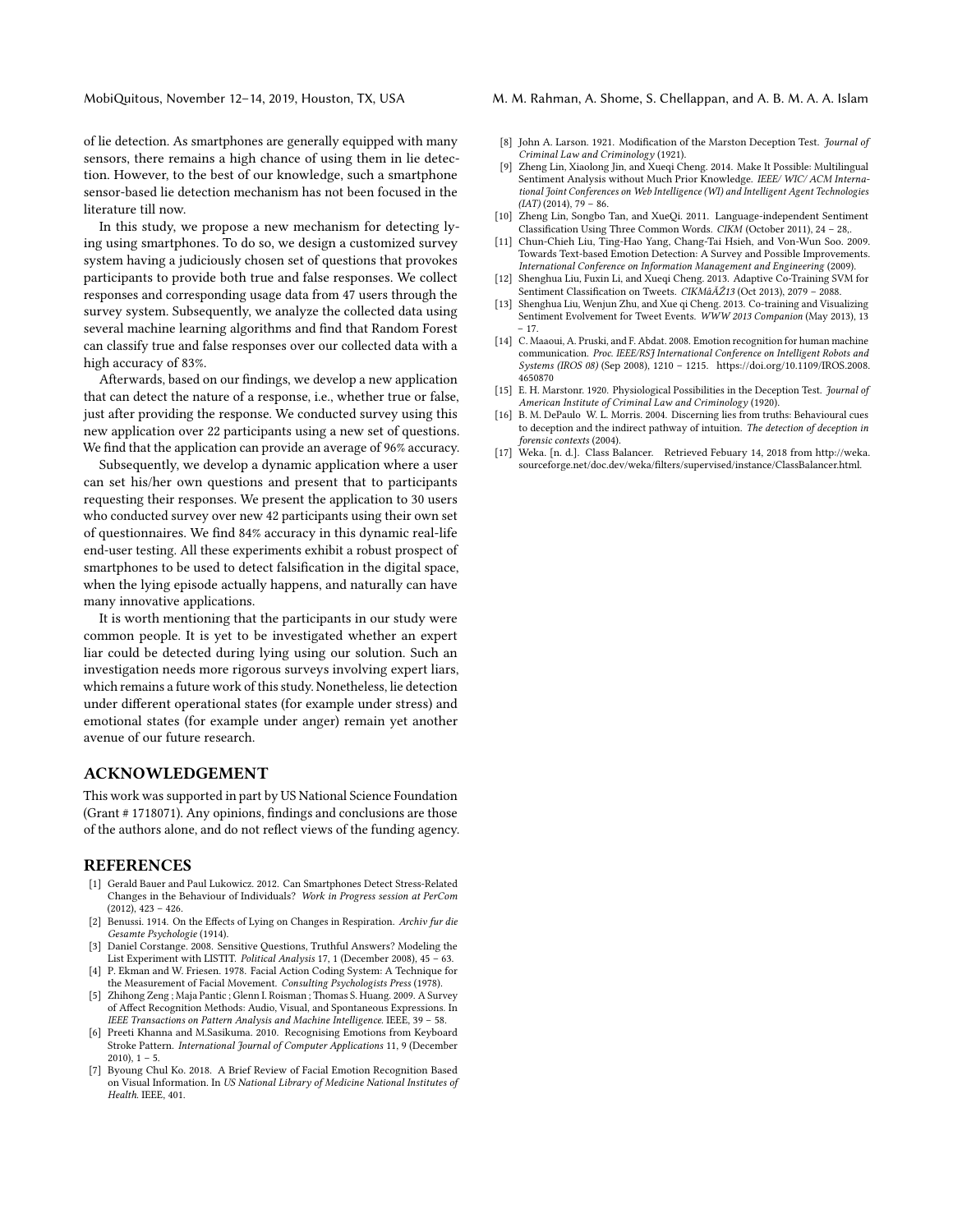of lie detection. As smartphones are generally equipped with many sensors, there remains a high chance of using them in lie detection. However, to the best of our knowledge, such a smartphone sensor-based lie detection mechanism has not been focused in the literature till now.

In this study, we propose a new mechanism for detecting lying using smartphones. To do so, we design a customized survey system having a judiciously chosen set of questions that provokes participants to provide both true and false responses. We collect responses and corresponding usage data from 47 users through the survey system. Subsequently, we analyze the collected data using several machine learning algorithms and find that Random Forest can classify true and false responses over our collected data with a high accuracy of 83%.

Afterwards, based on our findings, we develop a new application that can detect the nature of a response, i.e., whether true or false, just after providing the response. We conducted survey using this new application over 22 participants using a new set of questions. We find that the application can provide an average of 96% accuracy.

Subsequently, we develop a dynamic application where a user can set his/her own questions and present that to participants requesting their responses. We present the application to 30 users who conducted survey over new 42 participants using their own set of questionnaires. We find 84% accuracy in this dynamic real-life end-user testing. All these experiments exhibit a robust prospect of smartphones to be used to detect falsification in the digital space, when the lying episode actually happens, and naturally can have many innovative applications.

It is worth mentioning that the participants in our study were common people. It is yet to be investigated whether an expert liar could be detected during lying using our solution. Such an investigation needs more rigorous surveys involving expert liars, which remains a future work of this study. Nonetheless, lie detection under different operational states (for example under stress) and emotional states (for example under anger) remain yet another avenue of our future research.

## ACKNOWLEDGEMENT

This work was supported in part by US National Science Foundation (Grant # 1718071). Any opinions, findings and conclusions are those of the authors alone, and do not reflect views of the funding agency.

## REFERENCES

- [1] Gerald Bauer and Paul Lukowicz. 2012. Can Smartphones Detect Stress-Related Changes in the Behaviour of Individuals? *Work in Progress session at PerCom* (2012), 423 – 426.
- [2] Benussi. 1914. On the Effects of Lying on Changes in Respiration. *Archiv fur die Gesamte Psychologie* (1914).
- [3] Daniel Corstange. 2008. Sensitive Questions, Truthful Answers? Modeling the List Experiment with LISTIT. *Political Analysis* 17, 1 (December 2008), 45 – 63.
- [4] P. Ekman and W. Friesen. 1978. Facial Action Coding System: A Technique for the Measurement of Facial Movement. *Consulting Psychologists Press* (1978).
- [5] Zhihong Zeng ; Maja Pantic ; Glenn I. Roisman ; Thomas S. Huang. 2009. A Survey of Affect Recognition Methods: Audio, Visual, and Spontaneous Expressions. In *IEEE Transactions on Pattern Analysis and Machine Intelligence*. IEEE, 39 – 58.
- [6] Preeti Khanna and M.Sasikuma. 2010. Recognising Emotions from Keyboard Stroke Pattern. *International Journal of Computer Applications* 11, 9 (December 2010), 1 – 5.
- [7] Byoung Chul Ko. 2018. A Brief Review of Facial Emotion Recognition Based on Visual Information. In *US National Library of Medicine National Institutes of Health*. IEEE, 401.
- [8] John A. Larson. 1921. Modification of the Marston Deception Test. *Journal of Criminal Law and Criminology* (1921).
- [9] Zheng Lin, Xiaolong Jin, and Xueqi Cheng. 2014. Make It Possible: Multilingual Sentiment Analysis without Much Prior Knowledge. *IEEE/ WIC/ ACM International Joint Conferences on Web Intelligence (WI) and Intelligent Agent Technologies (IAT)* (2014), 79 – 86.
- [10] Zheng Lin, Songbo Tan, and XueQi. 2011. Language-independent Sentiment Classification Using Three Common Words. *CIKM* (October 2011), 24 – 28,.
- [11] Chun-Chieh Liu, Ting-Hao Yang, Chang-Tai Hsieh, and Von-Wun Soo. 2009. Towards Text-based Emotion Detection: A Survey and Possible Improvements. *International Conference on Information Management and Engineering* (2009).
- [12] Shenghua Liu, Fuxin Li, and Xueqi Cheng. 2013. Adaptive Co-Training SVM for Sentiment Classification on Tweets. *CIKMâĂŹ13* (Oct 2013), 2079 – 2088.
- [13] Shenghua Liu, Wenjun Zhu, and Xue qi Cheng. 2013. Co-training and Visualizing Sentiment Evolvement for Tweet Events. *WWW 2013 Companion* (May 2013), 13 – 17.
- [14] C. Maaoui, A. Pruski, and F. Abdat. 2008. Emotion recognition for human machine communication. *Proc. IEEE/RSJ International Conference on Intelligent Robots and Systems (IROS 08)* (Sep 2008), 1210 – 1215. https://doi.org/10.1109/IROS.2008.4650870
- [15] E. H. Marstonr. 1920. Physiological Possibilities in the Deception Test. *Journal of American Institute of Criminal Law and Criminology* (1920).
- [16] B. M. DePaulo W. L. Morris. 2004. Discerning lies from truths: Behavioural cues to deception and the indirect pathway of intuition. *The detection of deception in forensic contexts* (2004).
- [17] Weka. [n. d.]. Class Balancer. Retrieved Febuary 14, 2018 from http://weka.sourceforge.net/doc.dev/weka/filters/supervised/instance/ClassBalancer.html.